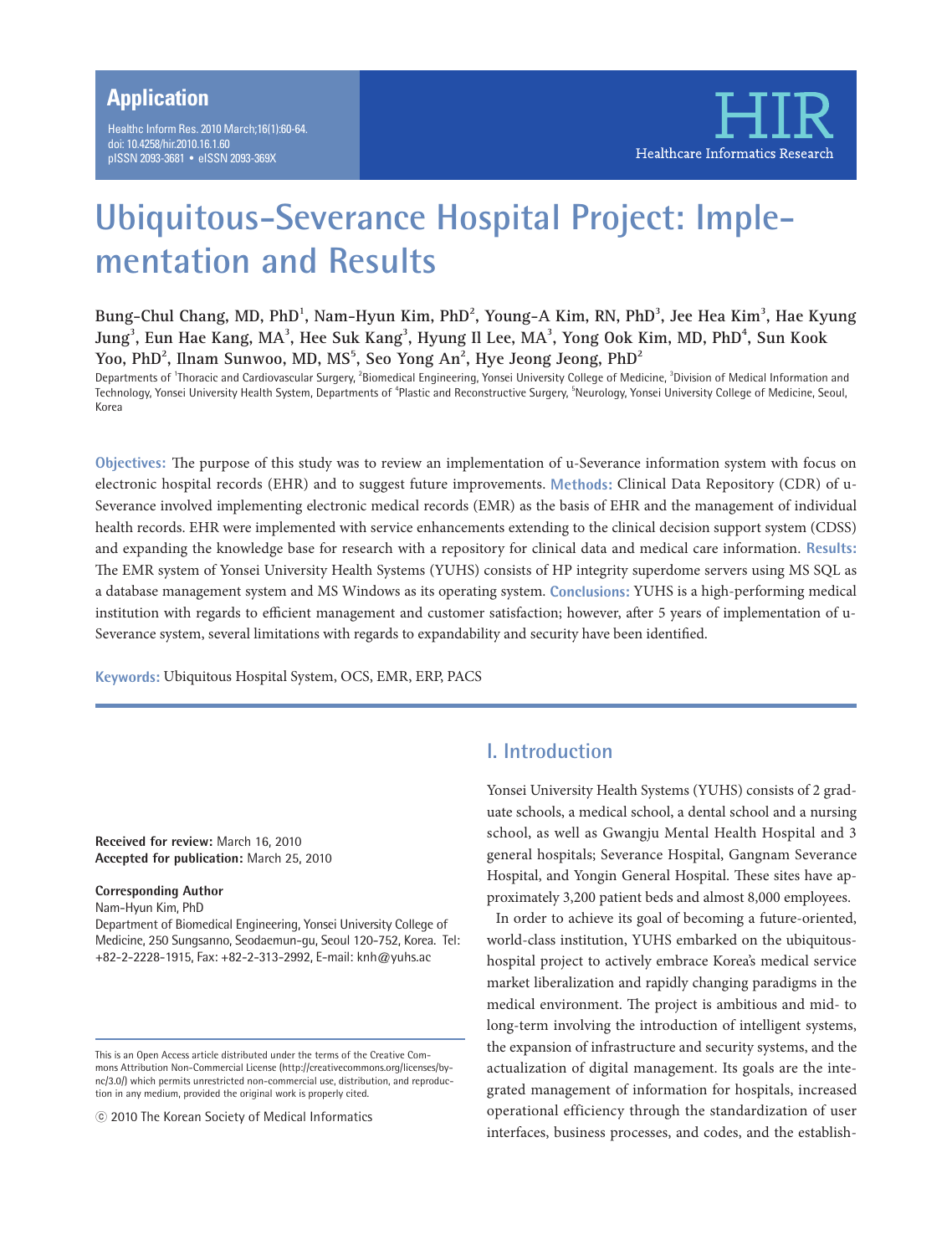Application

# Ubiquitous-Severance Hospital Project: Implementation and Results

**Bung-Chul Chang, MD, PhD[1], Nam-Hyun Kim, PhD[2], Young-A Kim, RN, PhD[3], Jee Hea Kim[3], Hae Kyung Jung[3], Eun Hae Kang, MA[3], Hee Suk Kang[3], Hyung Il Lee, MA[3], Yong Ook Kim, MD, PhD[4], Sun Kook Yoo, PhD[2], Ilnam Sunwoo, MD, MS[5], Seo Yong An[2], Hye Jeong Jeong, PhD[2]**

Departments of [1]Thoracic and Cardiovascular Surgery, [2]Biomedical Engineering, Yonsei University College of Medicine, [3]Division of Medical Information and Technology, Yonsei University Health System, Departments of [4]Plastic and Reconstructive Surgery, [5]Neurology, Yonsei University College of Medicine, Seoul, Korea

**Objectives:** The purpose of this study was to review an implementation of u-Severance information system with focus on electronic hospital records (EHR) and to suggest future improvements. **Methods:** Clinical Data Repository (CDR) of u-Severance involved implementing electronic medical records (EMR) as the basis of EHR and the management of individual health records. EHR were implemented with service enhancements extending to the clinical decision support system (CDSS) and expanding the knowledge base for research with a repository for clinical data and medical care information. **Results:** The EMR system of Yonsei University Health Systems (YUHS) consists of HP integrity superdome servers using MS SQL as a database management system and MS Windows as its operating system. **Conclusions:** YUHS is a high-performing medical institution with regards to efficient management and customer satisfaction; however, after 5 years of implementation of u-Severance system, several limitations with regards to expandability and security have been identified.

**Keywords:** Ubiquitous Hospital System, OCS, EMR, ERP, PACS

**Received for review:** March 16, 2010
**Accepted for publication:** March 25, 2010

**Corresponding Author**
Nam-Hyun Kim, PhD
Department of Biomedical Engineering, Yonsei University College of Medicine, 250 Sungsanno, Seodaemun-gu, Seoul 120-752, Korea. Tel: +82-2-2228-1915, Fax: +82-2-313-2992, E-mail: knh@yuhs.ac

This is an Open Access article distributed under the terms of the Creative Commons Attribution Non-Commercial License (http://creativecommons.org/licenses/by-nc/3.0/) which permits unrestricted non-commercial use, distribution, and reproduction in any medium, provided the original work is properly cited.

ⓒ 2010 The Korean Society of Medical Informatics

## I. Introduction

Yonsei University Health Systems (YUHS) consists of 2 graduate schools, a medical school, a dental school and a nursing school, as well as Gwangju Mental Health Hospital and 3 general hospitals; Severance Hospital, Gangnam Severance Hospital, and Yongin General Hospital. These sites have approximately 3,200 patient beds and almost 8,000 employees.

In order to achieve its goal of becoming a future-oriented, world-class institution, YUHS embarked on the ubiquitous-hospital project to actively embrace Korea's medical service market liberalization and rapidly changing paradigms in the medical environment. The project is ambitious and mid- to long-term involving the introduction of intelligent systems, the expansion of infrastructure and security systems, and the actualization of digital management. Its goals are the integrated management of information for hospitals, increased operational efficiency through the standardization of user interfaces, business processes, and codes, and the establish-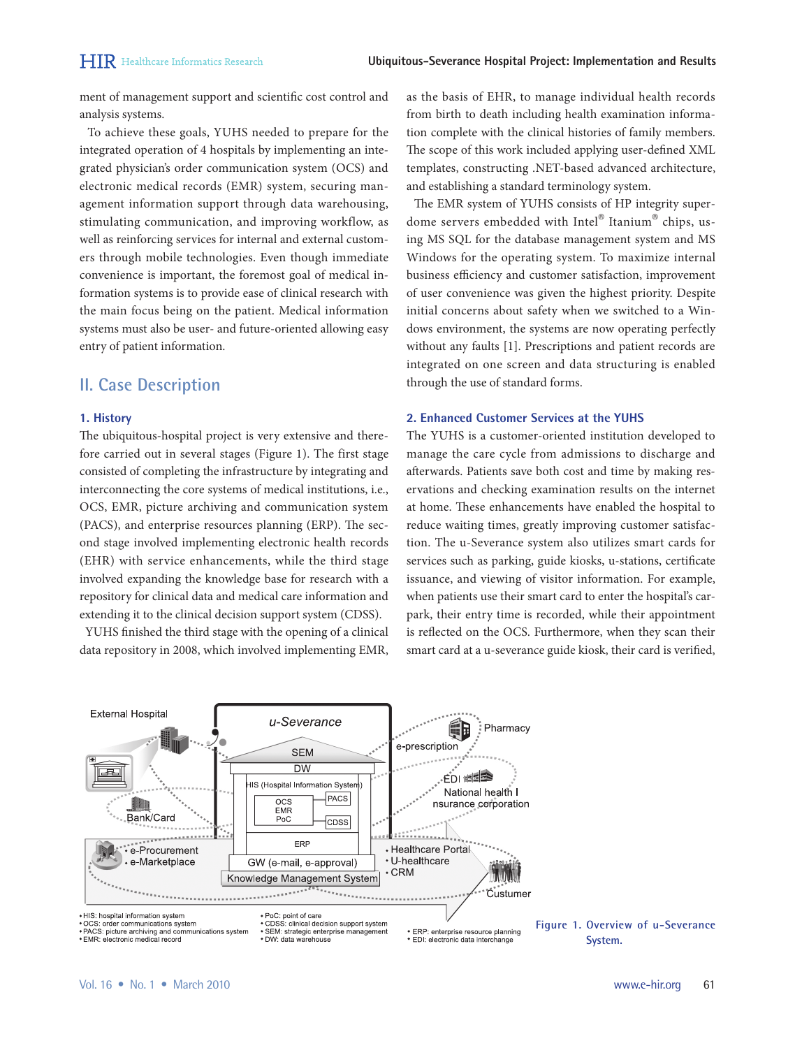ment of management support and scientific cost control and analysis systems.

To achieve these goals, YUHS needed to prepare for the integrated operation of 4 hospitals by implementing an integrated physician's order communication system (OCS) and electronic medical records (EMR) system, securing management information support through data warehousing, stimulating communication, and improving workflow, as well as reinforcing services for internal and external customers through mobile technologies. Even though immediate convenience is important, the foremost goal of medical information systems is to provide ease of clinical research with the main focus being on the patient. Medical information systems must also be user- and future-oriented allowing easy entry of patient information.

## II. Case Description

### 1. History

The ubiquitous-hospital project is very extensive and therefore carried out in several stages (Figure 1). The first stage consisted of completing the infrastructure by integrating and interconnecting the core systems of medical institutions, i.e., OCS, EMR, picture archiving and communication system (PACS), and enterprise resources planning (ERP). The second stage involved implementing electronic health records (EHR) with service enhancements, while the third stage involved expanding the knowledge base for research with a repository for clinical data and medical care information and extending it to the clinical decision support system (CDSS).

YUHS finished the third stage with the opening of a clinical data repository in 2008, which involved implementing EMR, as the basis of EHR, to manage individual health records from birth to death including health examination information complete with the clinical histories of family members. The scope of this work included applying user-defined XML templates, constructing .NET-based advanced architecture, and establishing a standard terminology system.

The EMR system of YUHS consists of HP integrity superdome servers embedded with Intel® Itanium® chips, using MS SQL for the database management system and MS Windows for the operating system. To maximize internal business efficiency and customer satisfaction, improvement of user convenience was given the highest priority. Despite initial concerns about safety when we switched to a Windows environment, the systems are now operating perfectly without any faults [1]. Prescriptions and patient records are integrated on one screen and data structuring is enabled through the use of standard forms.

### 2. Enhanced Customer Services at the YUHS

The YUHS is a customer-oriented institution developed to manage the care cycle from admissions to discharge and afterwards. Patients save both cost and time by making reservations and checking examination results on the internet at home. These enhancements have enabled the hospital to reduce waiting times, greatly improving customer satisfaction. The u-Severance system also utilizes smart cards for services such as parking, guide kiosks, u-stations, certificate issuance, and viewing of visitor information. For example, when patients use their smart card to enter the hospital's carpark, their entry time is recorded, while their appointment is reflected on the OCS. Furthermore, when they scan their smart card at a u-severance guide kiosk, their card is verified,

External Hospital
u-Severance
SEM
DW
HIS (Hospital Information System)
OCS
EMR
PoC
PACS
CDSS
ERP
GW (e-mail, e-approval)
Knowledge Management System
Bank/Card
• e-Procurement
• e-Marketplace
Pharmacy
e-prescription
EDI
National health Insurance corporation
• Healthcare Portal
• U-healthcare
• CRM
Custumer

• HIS: hospital information system
• OCS: order communications system
• PACS: picture archiving and communications system
• EMR: electronic medical record
• PoC: point of care
• CDSS: clinical decision support system
• SEM: strategic enterprise management
• DW: data warehouse
• ERP: enterprise resource planning
• EDI: electronic data interchange

Figure 1. Overview of u-Severance System.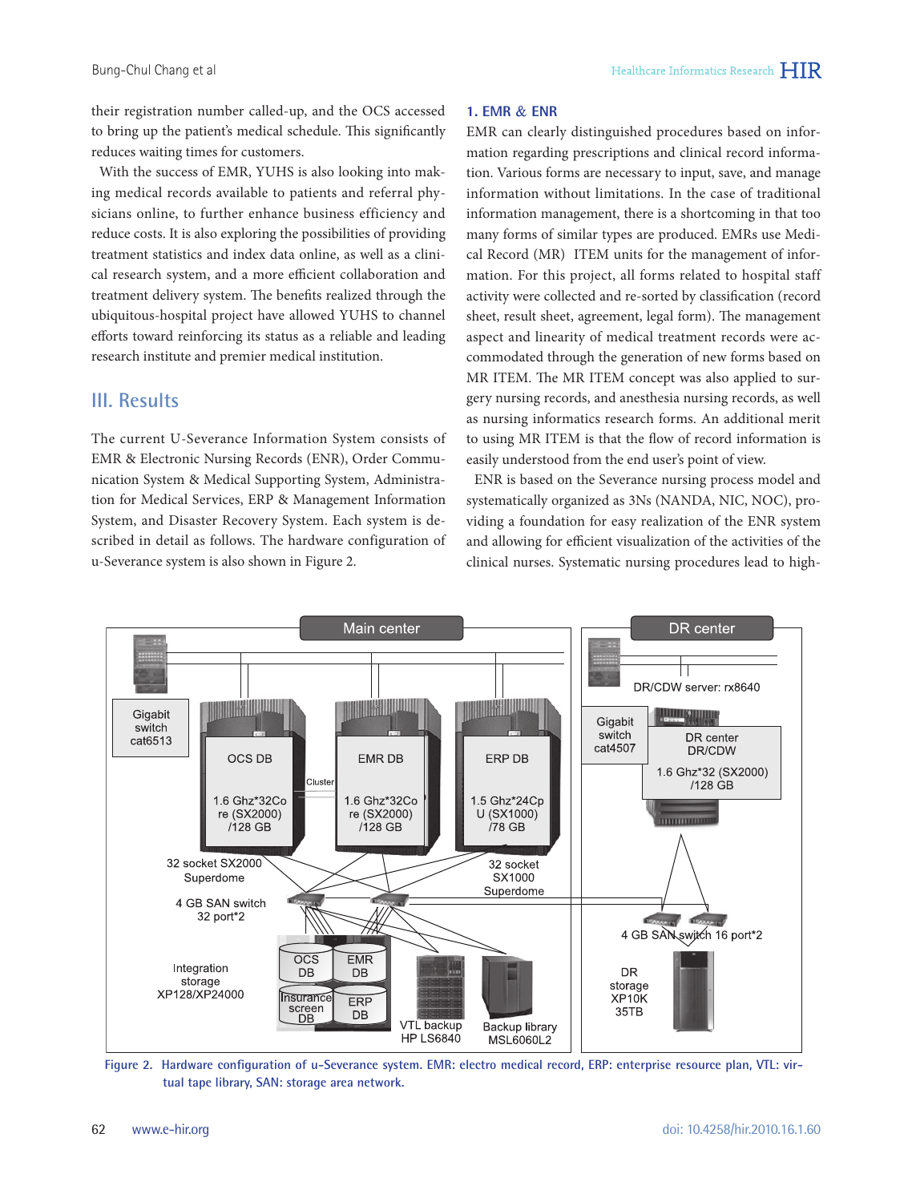their registration number called-up, and the OCS accessed to bring up the patient's medical schedule. This significantly reduces waiting times for customers.

With the success of EMR, YUHS is also looking into making medical records available to patients and referral physicians online, to further enhance business efficiency and reduce costs. It is also exploring the possibilities of providing treatment statistics and index data online, as well as a clinical research system, and a more efficient collaboration and treatment delivery system. The benefits realized through the ubiquitous-hospital project have allowed YUHS to channel efforts toward reinforcing its status as a reliable and leading research institute and premier medical institution.

## III. Results

The current U-Severance Information System consists of EMR & Electronic Nursing Records (ENR), Order Communication System & Medical Supporting System, Administration for Medical Services, ERP & Management Information System, and Disaster Recovery System. Each system is described in detail as follows. The hardware configuration of u-Severance system is also shown in Figure 2.

### 1. EMR & ENR

EMR can clearly distinguished procedures based on information regarding prescriptions and clinical record information. Various forms are necessary to input, save, and manage information without limitations. In the case of traditional information management, there is a shortcoming in that too many forms of similar types are produced. EMRs use Medical Record (MR) ITEM units for the management of information. For this project, all forms related to hospital staff activity were collected and re-sorted by classification (record sheet, result sheet, agreement, legal form). The management aspect and linearity of medical treatment records were accommodated through the generation of new forms based on MR ITEM. The MR ITEM concept was also applied to surgery nursing records, and anesthesia nursing records, as well as nursing informatics research forms. An additional merit to using MR ITEM is that the flow of record information is easily understood from the end user's point of view.

ENR is based on the Severance nursing process model and systematically organized as 3Ns (NANDA, NIC, NOC), providing a foundation for easy realization of the ENR system and allowing for efficient visualization of the activities of the clinical nurses. Systematic nursing procedures lead to high-

Main center
DR center
DR/CDW server: rx8640
Gigabit switch cat6513
Gigabit switch cat4507
OCS DB
1.6 Ghz*32Core (SX2000) /128 GB
Cluster
EMR DB
1.6 Ghz*32Core (SX2000) /128 GB
ERP DB
1.5 Ghz*24CpU (SX1000) /78 GB
DR center DR/CDW
1.6 Ghz*32 (SX2000) /128 GB
32 socket SX2000 Superdome
32 socket SX1000 Superdome
4 GB SAN switch 32 port*2
4 GB SAN switch 16 port*2
Integration storage XP128/XP24000
OCS DB
EMR DB
Insurance screen DB
ERP DB
VTL backup HP LS6840
Backup library MSL6060L2
DR storage XP10K 35TB

Figure 2. Hardware configuration of u-Severance system. EMR: electro medical record, ERP: enterprise resource plan, VTL: virtual tape library, SAN: storage area network.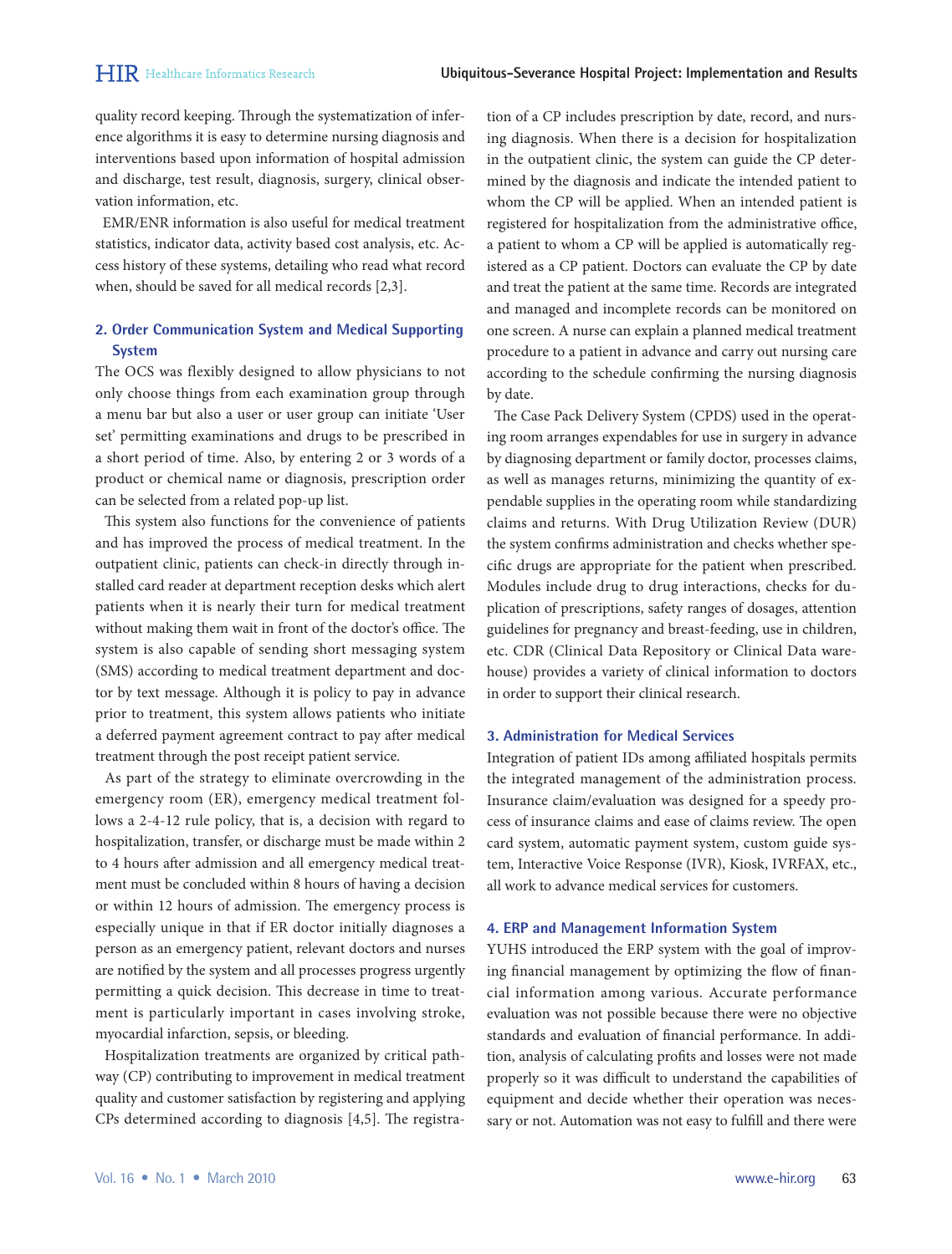quality record keeping. Through the systematization of inference algorithms it is easy to determine nursing diagnosis and interventions based upon information of hospital admission and discharge, test result, diagnosis, surgery, clinical observation information, etc.

EMR/ENR information is also useful for medical treatment statistics, indicator data, activity based cost analysis, etc. Access history of these systems, detailing who read what record when, should be saved for all medical records [2,3].

### 2. Order Communication System and Medical Supporting System

The OCS was flexibly designed to allow physicians to not only choose things from each examination group through a menu bar but also a user or user group can initiate 'User set' permitting examinations and drugs to be prescribed in a short period of time. Also, by entering 2 or 3 words of a product or chemical name or diagnosis, prescription order can be selected from a related pop-up list.

This system also functions for the convenience of patients and has improved the process of medical treatment. In the outpatient clinic, patients can check-in directly through installed card reader at department reception desks which alert patients when it is nearly their turn for medical treatment without making them wait in front of the doctor's office. The system is also capable of sending short messaging system (SMS) according to medical treatment department and doctor by text message. Although it is policy to pay in advance prior to treatment, this system allows patients who initiate a deferred payment agreement contract to pay after medical treatment through the post receipt patient service.

As part of the strategy to eliminate overcrowding in the emergency room (ER), emergency medical treatment follows a 2-4-12 rule policy, that is, a decision with regard to hospitalization, transfer, or discharge must be made within 2 to 4 hours after admission and all emergency medical treatment must be concluded within 8 hours of having a decision or within 12 hours of admission. The emergency process is especially unique in that if ER doctor initially diagnoses a person as an emergency patient, relevant doctors and nurses are notified by the system and all processes progress urgently permitting a quick decision. This decrease in time to treatment is particularly important in cases involving stroke, myocardial infarction, sepsis, or bleeding.

Hospitalization treatments are organized by critical pathway (CP) contributing to improvement in medical treatment quality and customer satisfaction by registering and applying CPs determined according to diagnosis [4,5]. The registration of a CP includes prescription by date, record, and nursing diagnosis. When there is a decision for hospitalization in the outpatient clinic, the system can guide the CP determined by the diagnosis and indicate the intended patient to whom the CP will be applied. When an intended patient is registered for hospitalization from the administrative office, a patient to whom a CP will be applied is automatically registered as a CP patient. Doctors can evaluate the CP by date and treat the patient at the same time. Records are integrated and managed and incomplete records can be monitored on one screen. A nurse can explain a planned medical treatment procedure to a patient in advance and carry out nursing care according to the schedule confirming the nursing diagnosis by date.

The Case Pack Delivery System (CPDS) used in the operating room arranges expendables for use in surgery in advance by diagnosing department or family doctor, processes claims, as well as manages returns, minimizing the quantity of expendable supplies in the operating room while standardizing claims and returns. With Drug Utilization Review (DUR) the system confirms administration and checks whether specific drugs are appropriate for the patient when prescribed. Modules include drug to drug interactions, checks for duplication of prescriptions, safety ranges of dosages, attention guidelines for pregnancy and breast-feeding, use in children, etc. CDR (Clinical Data Repository or Clinical Data warehouse) provides a variety of clinical information to doctors in order to support their clinical research.

### 3. Administration for Medical Services

Integration of patient IDs among affiliated hospitals permits the integrated management of the administration process. Insurance claim/evaluation was designed for a speedy process of insurance claims and ease of claims review. The open card system, automatic payment system, custom guide system, Interactive Voice Response (IVR), Kiosk, IVRFAX, etc., all work to advance medical services for customers.

### 4. ERP and Management Information System

YUHS introduced the ERP system with the goal of improving financial management by optimizing the flow of financial information among various. Accurate performance evaluation was not possible because there were no objective standards and evaluation of financial performance. In addition, analysis of calculating profits and losses were not made properly so it was difficult to understand the capabilities of equipment and decide whether their operation was necessary or not. Automation was not easy to fulfill and there were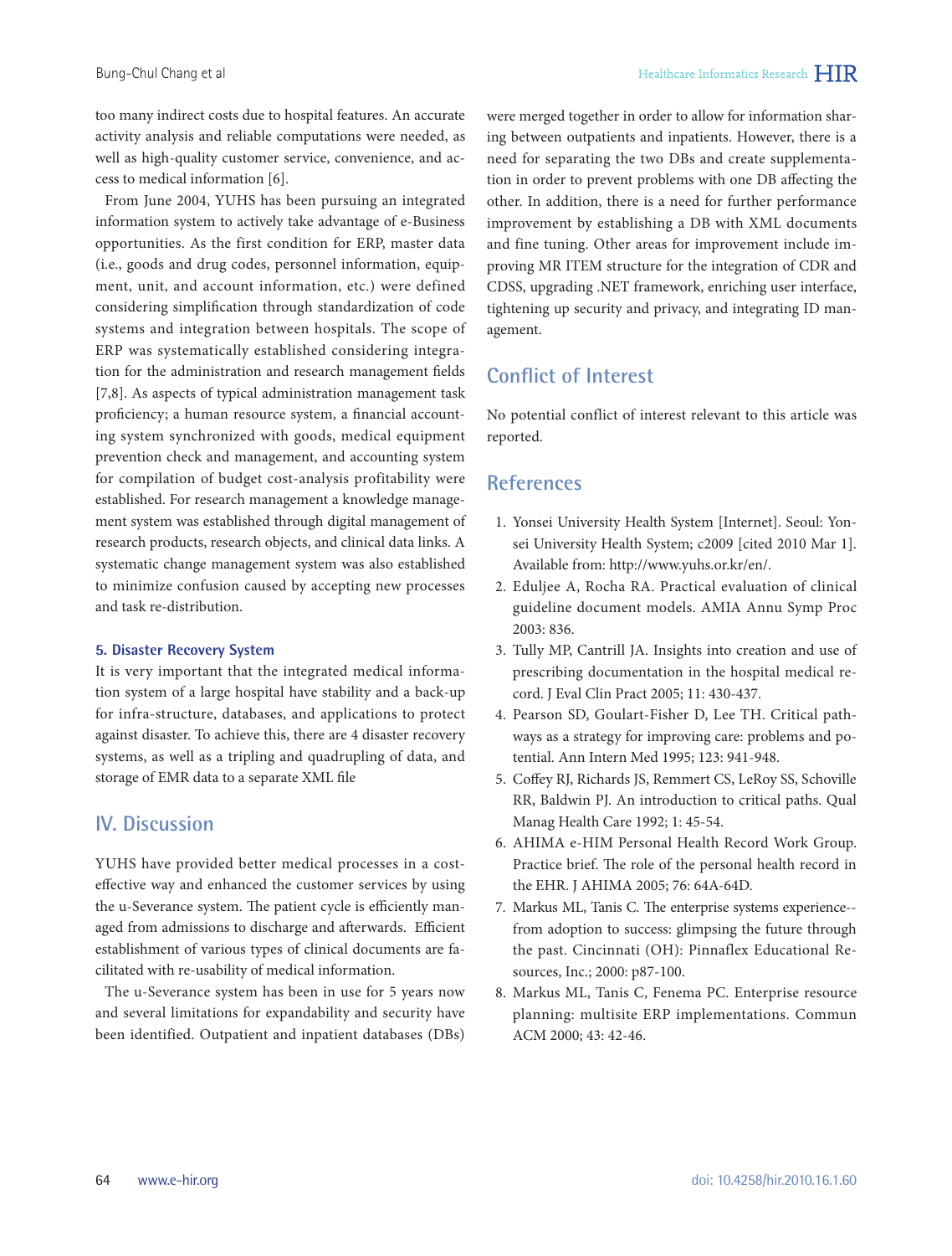too many indirect costs due to hospital features. An accurate activity analysis and reliable computations were needed, as well as high-quality customer service, convenience, and access to medical information [6].

From June 2004, YUHS has been pursuing an integrated information system to actively take advantage of e-Business opportunities. As the first condition for ERP, master data (i.e., goods and drug codes, personnel information, equipment, unit, and account information, etc.) were defined considering simplification through standardization of code systems and integration between hospitals. The scope of ERP was systematically established considering integration for the administration and research management fields [7,8]. As aspects of typical administration management task proficiency; a human resource system, a financial accounting system synchronized with goods, medical equipment prevention check and management, and accounting system for compilation of budget cost-analysis profitability were established. For research management a knowledge management system was established through digital management of research products, research objects, and clinical data links. A systematic change management system was also established to minimize confusion caused by accepting new processes and task re-distribution.

### 5. Disaster Recovery System

It is very important that the integrated medical information system of a large hospital have stability and a back-up for infra-structure, databases, and applications to protect against disaster. To achieve this, there are 4 disaster recovery systems, as well as a tripling and quadrupling of data, and storage of EMR data to a separate XML file

## IV. Discussion

YUHS have provided better medical processes in a cost-effective way and enhanced the customer services by using the u-Severance system. The patient cycle is efficiently managed from admissions to discharge and afterwards. Efficient establishment of various types of clinical documents are facilitated with re-usability of medical information.

The u-Severance system has been in use for 5 years now and several limitations for expandability and security have been identified. Outpatient and inpatient databases (DBs) were merged together in order to allow for information sharing between outpatients and inpatients. However, there is a need for separating the two DBs and create supplementation in order to prevent problems with one DB affecting the other. In addition, there is a need for further performance improvement by establishing a DB with XML documents and fine tuning. Other areas for improvement include improving MR ITEM structure for the integration of CDR and CDSS, upgrading .NET framework, enriching user interface, tightening up security and privacy, and integrating ID management.

## Conflict of Interest

No potential conflict of interest relevant to this article was reported.

## References

1. Yonsei University Health System [Internet]. Seoul: Yonsei University Health System; c2009 [cited 2010 Mar 1]. Available from: http://www.yuhs.or.kr/en/.
2. Eduljee A, Rocha RA. Practical evaluation of clinical guideline document models. AMIA Annu Symp Proc 2003: 836.
3. Tully MP, Cantrill JA. Insights into creation and use of prescribing documentation in the hospital medical record. J Eval Clin Pract 2005; 11: 430-437.
4. Pearson SD, Goulart-Fisher D, Lee TH. Critical pathways as a strategy for improving care: problems and potential. Ann Intern Med 1995; 123: 941-948.
5. Coffey RJ, Richards JS, Remmert CS, LeRoy SS, Schoville RR, Baldwin PJ. An introduction to critical paths. Qual Manag Health Care 1992; 1: 45-54.
6. AHIMA e-HIM Personal Health Record Work Group. Practice brief. The role of the personal health record in the EHR. J AHIMA 2005; 76: 64A-64D.
7. Markus ML, Tanis C. The enterprise systems experience--from adoption to success: glimpsing the future through the past. Cincinnati (OH): Pinnaflex Educational Resources, Inc.; 2000: p87-100.
8. Markus ML, Tanis C, Fenema PC. Enterprise resource planning: multisite ERP implementations. Commun ACM 2000; 43: 42-46.